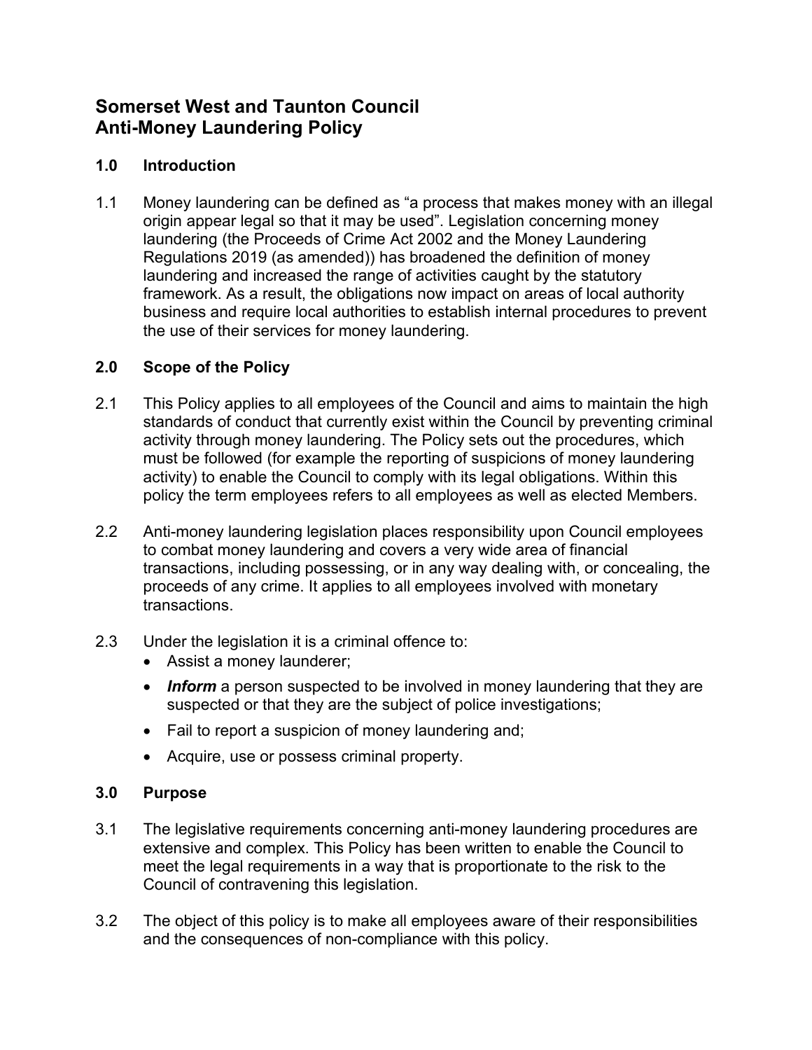# Somerset West and Taunton Council
# Anti-Money Laundering Policy

## 1.0 Introduction

1.1 Money laundering can be defined as “a process that makes money with an illegal origin appear legal so that it may be used”. Legislation concerning money laundering (the Proceeds of Crime Act 2002 and the Money Laundering Regulations 2019 (as amended)) has broadened the definition of money laundering and increased the range of activities caught by the statutory framework. As a result, the obligations now impact on areas of local authority business and require local authorities to establish internal procedures to prevent the use of their services for money laundering.

## 2.0 Scope of the Policy

2.1 This Policy applies to all employees of the Council and aims to maintain the high standards of conduct that currently exist within the Council by preventing criminal activity through money laundering. The Policy sets out the procedures, which must be followed (for example the reporting of suspicions of money laundering activity) to enable the Council to comply with its legal obligations. Within this policy the term employees refers to all employees as well as elected Members.

2.2 Anti-money laundering legislation places responsibility upon Council employees to combat money laundering and covers a very wide area of financial transactions, including possessing, or in any way dealing with, or concealing, the proceeds of any crime. It applies to all employees involved with monetary transactions.

2.3 Under the legislation it is a criminal offence to:

- Assist a money launderer;
- ***Inform*** a person suspected to be involved in money laundering that they are suspected or that they are the subject of police investigations;
- Fail to report a suspicion of money laundering and;
- Acquire, use or possess criminal property.

## 3.0 Purpose

3.1 The legislative requirements concerning anti-money laundering procedures are extensive and complex. This Policy has been written to enable the Council to meet the legal requirements in a way that is proportionate to the risk to the Council of contravening this legislation.

3.2 The object of this policy is to make all employees aware of their responsibilities and the consequences of non-compliance with this policy.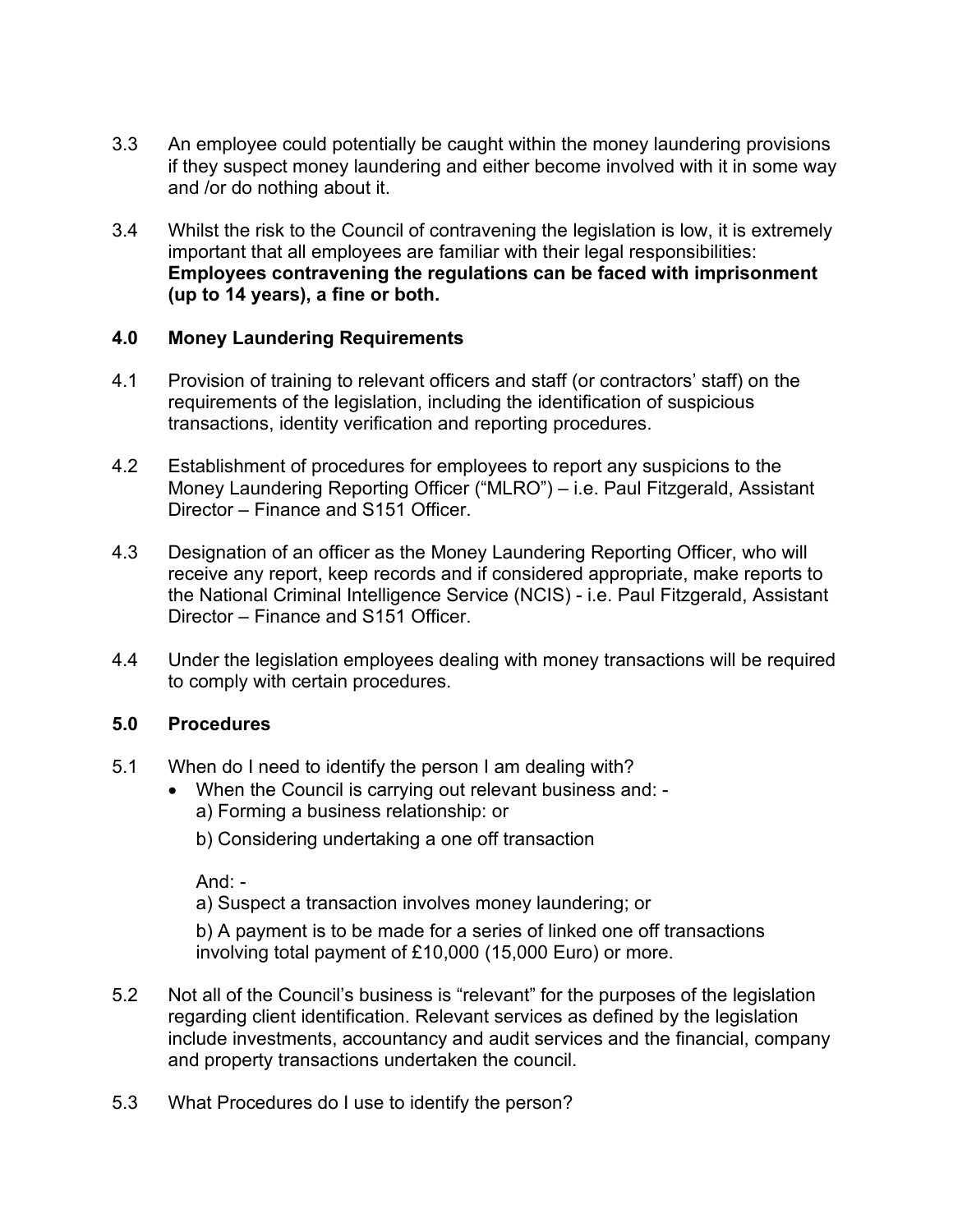3.3 An employee could potentially be caught within the money laundering provisions if they suspect money laundering and either become involved with it in some way and /or do nothing about it.

3.4 Whilst the risk to the Council of contravening the legislation is low, it is extremely important that all employees are familiar with their legal responsibilities: **Employees contravening the regulations can be faced with imprisonment (up to 14 years), a fine or both.**

## 4.0 Money Laundering Requirements

4.1 Provision of training to relevant officers and staff (or contractors' staff) on the requirements of the legislation, including the identification of suspicious transactions, identity verification and reporting procedures.

4.2 Establishment of procedures for employees to report any suspicions to the Money Laundering Reporting Officer ("MLRO") – i.e. Paul Fitzgerald, Assistant Director – Finance and S151 Officer.

4.3 Designation of an officer as the Money Laundering Reporting Officer, who will receive any report, keep records and if considered appropriate, make reports to the National Criminal Intelligence Service (NCIS) - i.e. Paul Fitzgerald, Assistant Director – Finance and S151 Officer.

4.4 Under the legislation employees dealing with money transactions will be required to comply with certain procedures.

## 5.0 Procedures

5.1 When do I need to identify the person I am dealing with?

- When the Council is carrying out relevant business and: -

  a) Forming a business relationship: or

  b) Considering undertaking a one off transaction

  And: -

  a) Suspect a transaction involves money laundering; or

  b) A payment is to be made for a series of linked one off transactions involving total payment of £10,000 (15,000 Euro) or more.

5.2 Not all of the Council's business is "relevant" for the purposes of the legislation regarding client identification. Relevant services as defined by the legislation include investments, accountancy and audit services and the financial, company and property transactions undertaken the council.

5.3 What Procedures do I use to identify the person?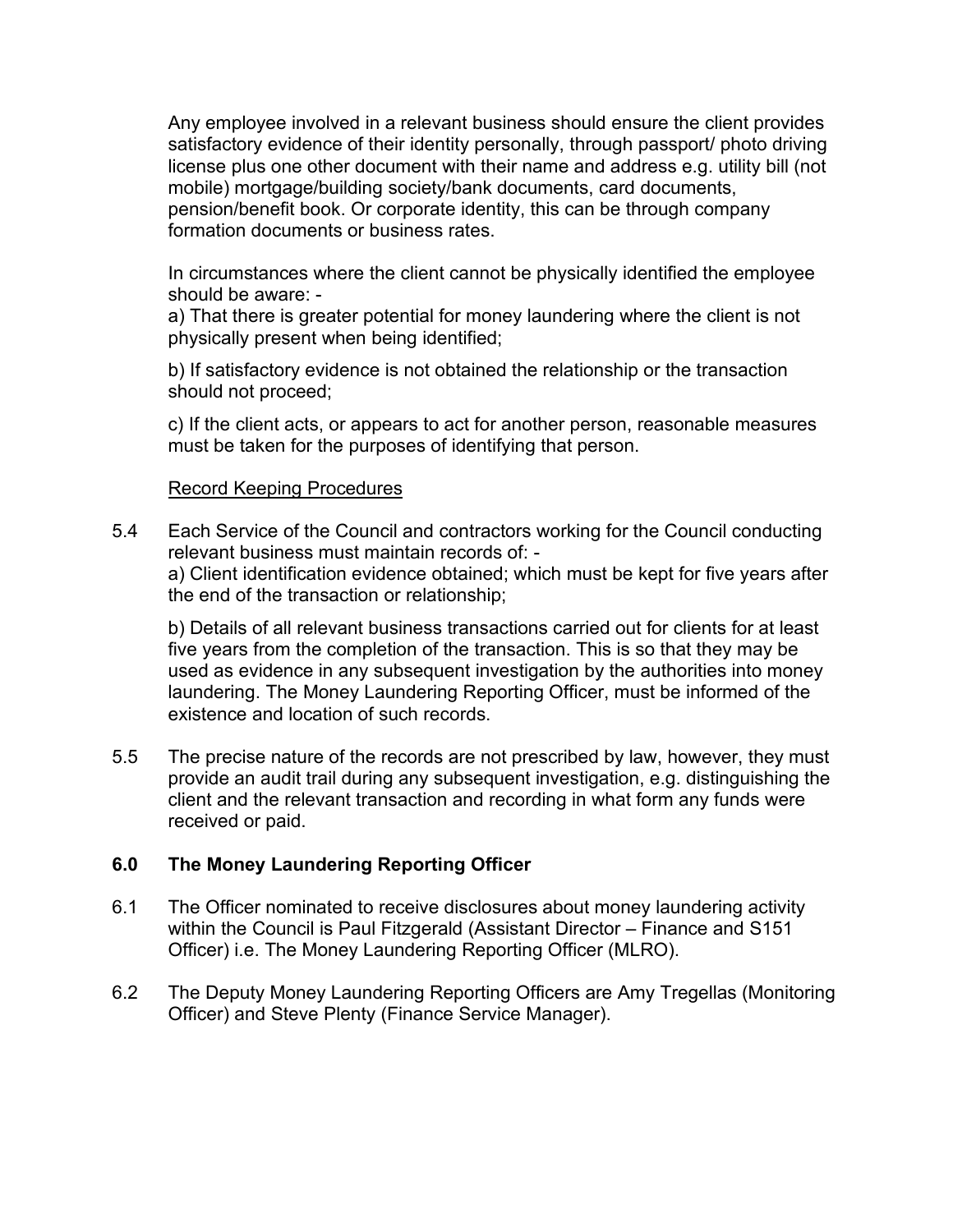Any employee involved in a relevant business should ensure the client provides satisfactory evidence of their identity personally, through passport/ photo driving license plus one other document with their name and address e.g. utility bill (not mobile) mortgage/building society/bank documents, card documents, pension/benefit book. Or corporate identity, this can be through company formation documents or business rates.

In circumstances where the client cannot be physically identified the employee should be aware: -

a) That there is greater potential for money laundering where the client is not physically present when being identified;

b) If satisfactory evidence is not obtained the relationship or the transaction should not proceed;

c) If the client acts, or appears to act for another person, reasonable measures must be taken for the purposes of identifying that person.

Record Keeping Procedures

5.4 Each Service of the Council and contractors working for the Council conducting relevant business must maintain records of: -

a) Client identification evidence obtained; which must be kept for five years after the end of the transaction or relationship;

b) Details of all relevant business transactions carried out for clients for at least five years from the completion of the transaction. This is so that they may be used as evidence in any subsequent investigation by the authorities into money laundering. The Money Laundering Reporting Officer, must be informed of the existence and location of such records.

5.5 The precise nature of the records are not prescribed by law, however, they must provide an audit trail during any subsequent investigation, e.g. distinguishing the client and the relevant transaction and recording in what form any funds were received or paid.

## 6.0 The Money Laundering Reporting Officer

6.1 The Officer nominated to receive disclosures about money laundering activity within the Council is Paul Fitzgerald (Assistant Director – Finance and S151 Officer) i.e. The Money Laundering Reporting Officer (MLRO).

6.2 The Deputy Money Laundering Reporting Officers are Amy Tregellas (Monitoring Officer) and Steve Plenty (Finance Service Manager).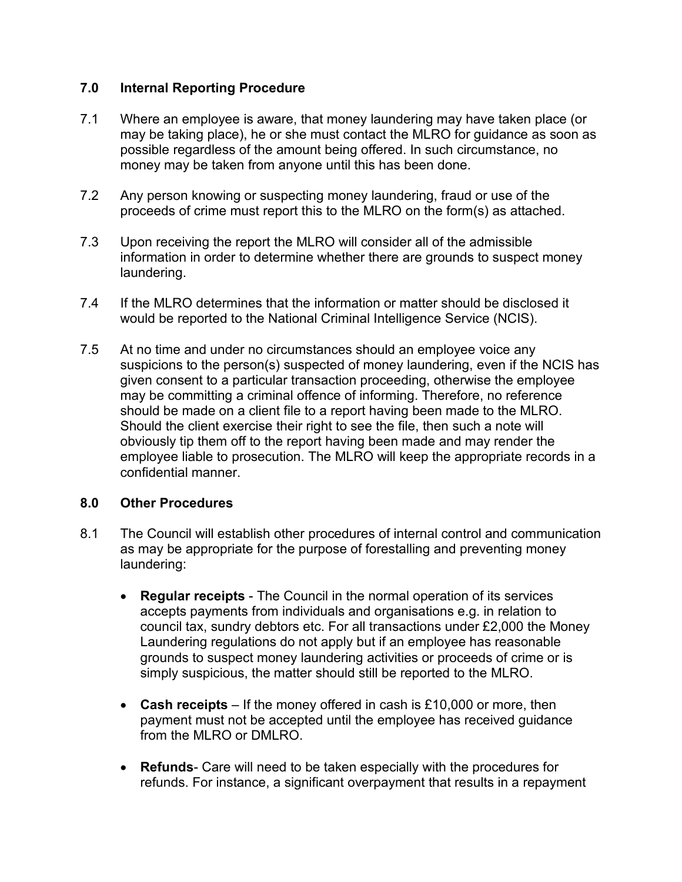## 7.0 Internal Reporting Procedure

7.1 Where an employee is aware, that money laundering may have taken place (or may be taking place), he or she must contact the MLRO for guidance as soon as possible regardless of the amount being offered. In such circumstance, no money may be taken from anyone until this has been done.

7.2 Any person knowing or suspecting money laundering, fraud or use of the proceeds of crime must report this to the MLRO on the form(s) as attached.

7.3 Upon receiving the report the MLRO will consider all of the admissible information in order to determine whether there are grounds to suspect money laundering.

7.4 If the MLRO determines that the information or matter should be disclosed it would be reported to the National Criminal Intelligence Service (NCIS).

7.5 At no time and under no circumstances should an employee voice any suspicions to the person(s) suspected of money laundering, even if the NCIS has given consent to a particular transaction proceeding, otherwise the employee may be committing a criminal offence of informing. Therefore, no reference should be made on a client file to a report having been made to the MLRO. Should the client exercise their right to see the file, then such a note will obviously tip them off to the report having been made and may render the employee liable to prosecution. The MLRO will keep the appropriate records in a confidential manner.

## 8.0 Other Procedures

8.1 The Council will establish other procedures of internal control and communication as may be appropriate for the purpose of forestalling and preventing money laundering:

- **Regular receipts** - The Council in the normal operation of its services accepts payments from individuals and organisations e.g. in relation to council tax, sundry debtors etc. For all transactions under £2,000 the Money Laundering regulations do not apply but if an employee has reasonable grounds to suspect money laundering activities or proceeds of crime or is simply suspicious, the matter should still be reported to the MLRO.

- **Cash receipts** – If the money offered in cash is £10,000 or more, then payment must not be accepted until the employee has received guidance from the MLRO or DMLRO.

- **Refunds**- Care will need to be taken especially with the procedures for refunds. For instance, a significant overpayment that results in a repayment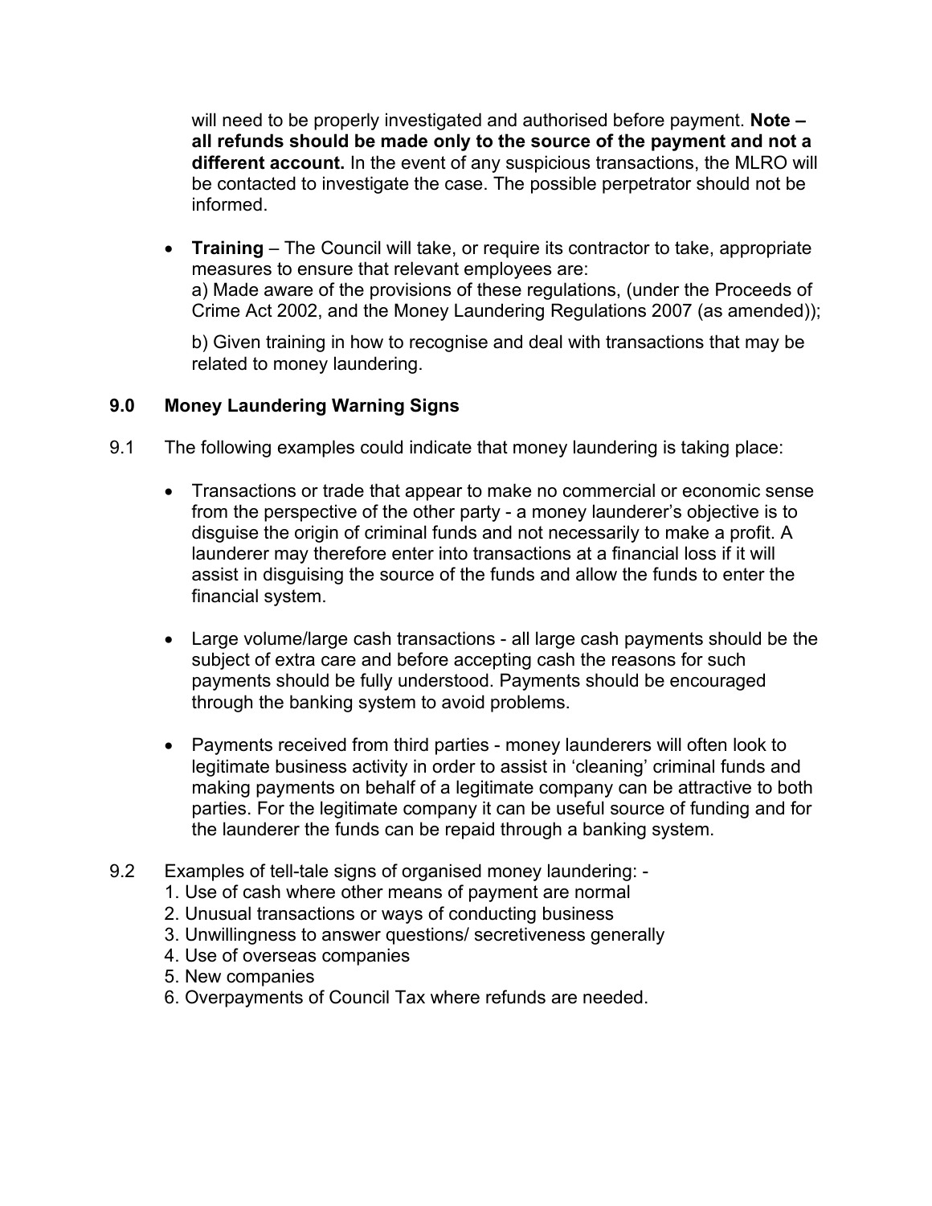will need to be properly investigated and authorised before payment. **Note – all refunds should be made only to the source of the payment and not a different account.** In the event of any suspicious transactions, the MLRO will be contacted to investigate the case. The possible perpetrator should not be informed.

- **Training** – The Council will take, or require its contractor to take, appropriate measures to ensure that relevant employees are:
  a) Made aware of the provisions of these regulations, (under the Proceeds of Crime Act 2002, and the Money Laundering Regulations 2007 (as amended));

  b) Given training in how to recognise and deal with transactions that may be related to money laundering.

## 9.0 Money Laundering Warning Signs

9.1 The following examples could indicate that money laundering is taking place:

- Transactions or trade that appear to make no commercial or economic sense from the perspective of the other party - a money launderer's objective is to disguise the origin of criminal funds and not necessarily to make a profit. A launderer may therefore enter into transactions at a financial loss if it will assist in disguising the source of the funds and allow the funds to enter the financial system.

- Large volume/large cash transactions - all large cash payments should be the subject of extra care and before accepting cash the reasons for such payments should be fully understood. Payments should be encouraged through the banking system to avoid problems.

- Payments received from third parties - money launderers will often look to legitimate business activity in order to assist in 'cleaning' criminal funds and making payments on behalf of a legitimate company can be attractive to both parties. For the legitimate company it can be useful source of funding and for the launderer the funds can be repaid through a banking system.

9.2 Examples of tell-tale signs of organised money laundering: -

1. Use of cash where other means of payment are normal
2. Unusual transactions or ways of conducting business
3. Unwillingness to answer questions/ secretiveness generally
4. Use of overseas companies
5. New companies
6. Overpayments of Council Tax where refunds are needed.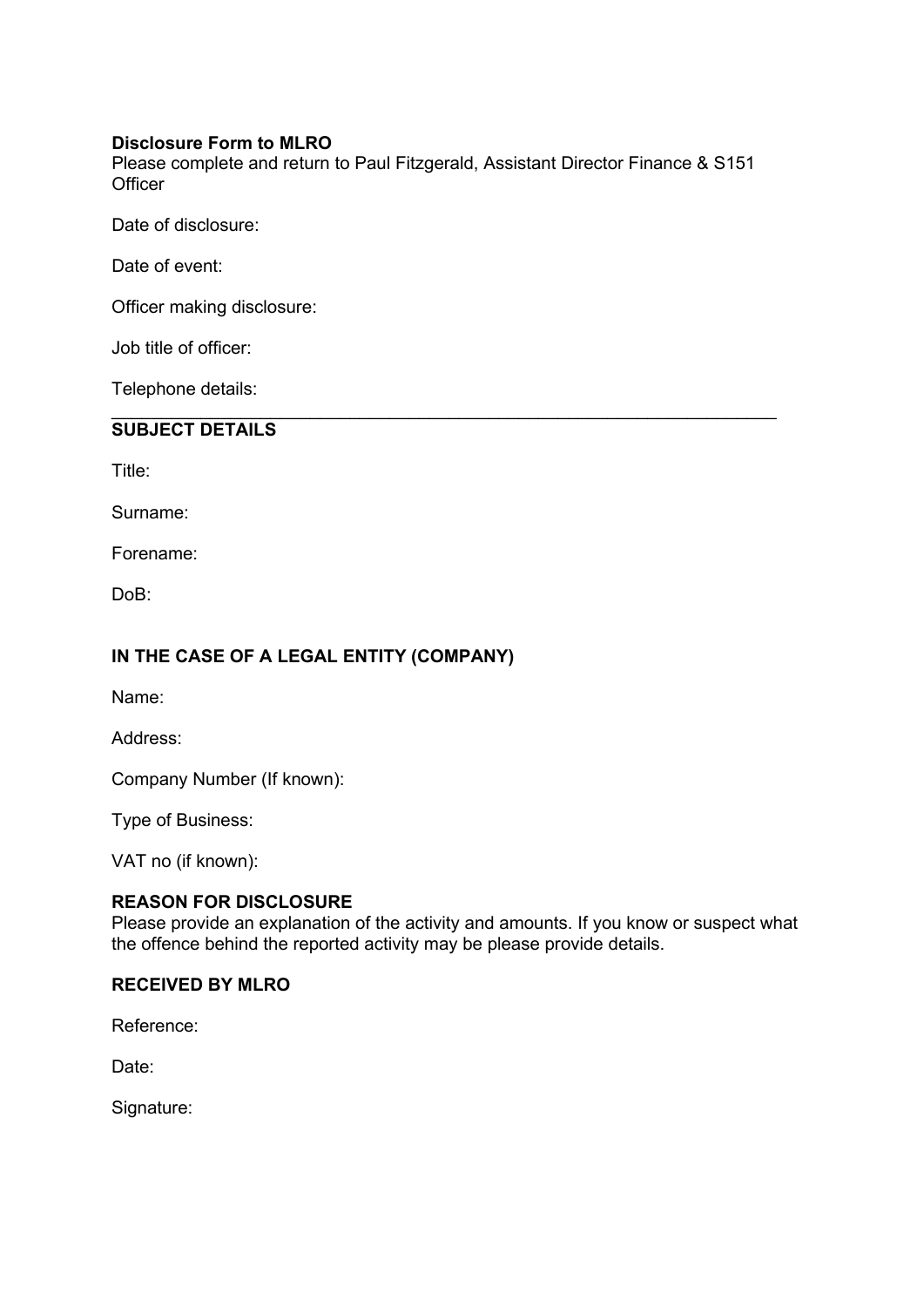**Disclosure Form to MLRO**
Please complete and return to Paul Fitzgerald, Assistant Director Finance & S151 Officer

Date of disclosure:

Date of event:

Officer making disclosure:

Job title of officer:

Telephone details:

---

**SUBJECT DETAILS**

Title:

Surname:

Forename:

DoB:

**IN THE CASE OF A LEGAL ENTITY (COMPANY)**

Name:

Address:

Company Number (If known):

Type of Business:

VAT no (if known):

**REASON FOR DISCLOSURE**
Please provide an explanation of the activity and amounts. If you know or suspect what the offence behind the reported activity may be please provide details.

**RECEIVED BY MLRO**

Reference:

Date:

Signature: